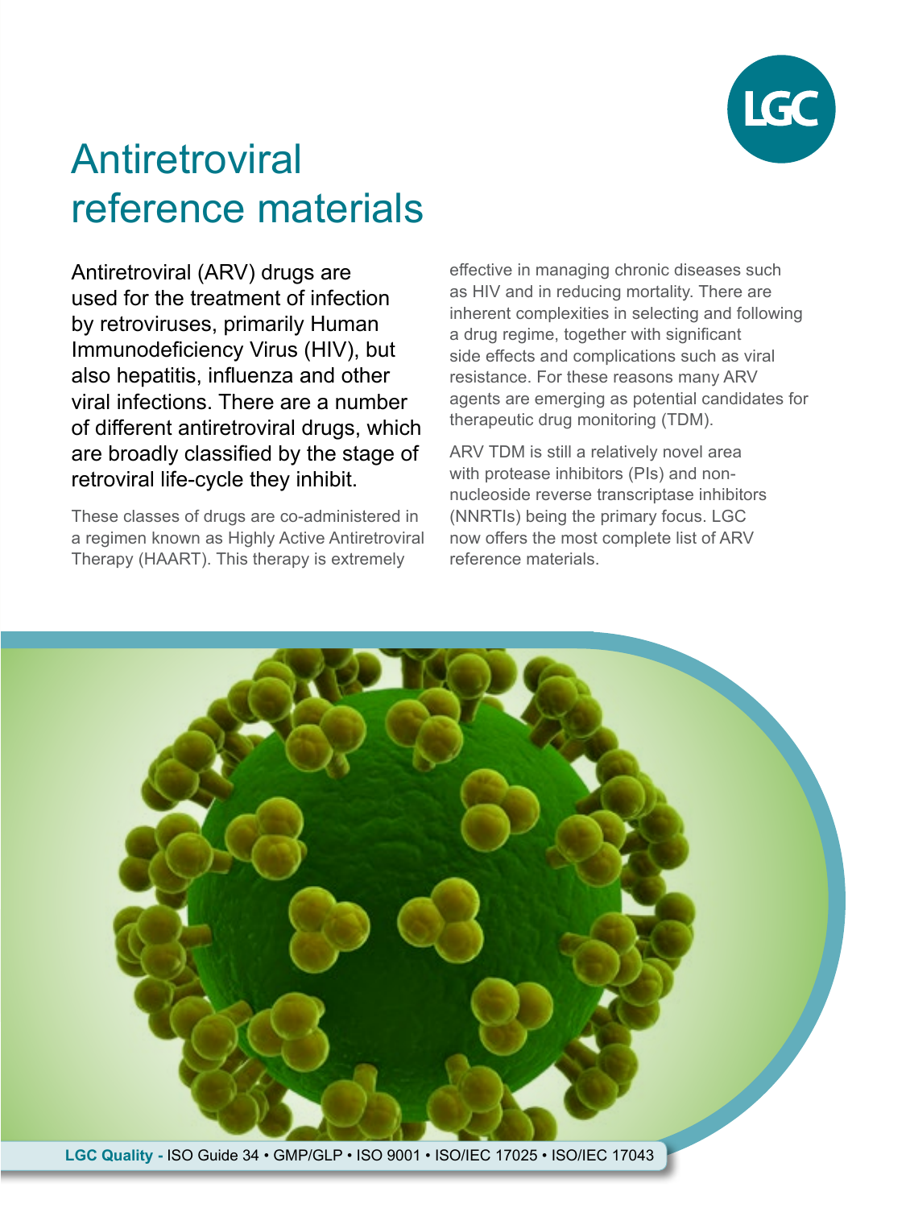# Antiretroviral reference materials

Antiretroviral (ARV) drugs are used for the treatment of infection by retroviruses, primarily Human Immunodeficiency Virus (HIV), but also hepatitis, influenza and other viral infections. There are a number of different antiretroviral drugs, which are broadly classified by the stage of retroviral life-cycle they inhibit.

These classes of drugs are co-administered in a regimen known as Highly Active Antiretroviral Therapy (HAART). This therapy is extremely effective in managing chronic diseases such as HIV and in reducing mortality. There are inherent complexities in selecting and following a drug regime, together with significant side effects and complications such as viral resistance. For these reasons many ARV agents are emerging as potential candidates for therapeutic drug monitoring (TDM).

ARV TDM is still a relatively novel area with protease inhibitors (PIs) and non-nucleoside reverse transcriptase inhibitors (NNRTIs) being the primary focus. LGC now offers the most complete list of ARV reference materials.

**LGC Quality -** ISO Guide 34 • GMP/GLP • ISO 9001 • ISO/IEC 17025 • ISO/IEC 17043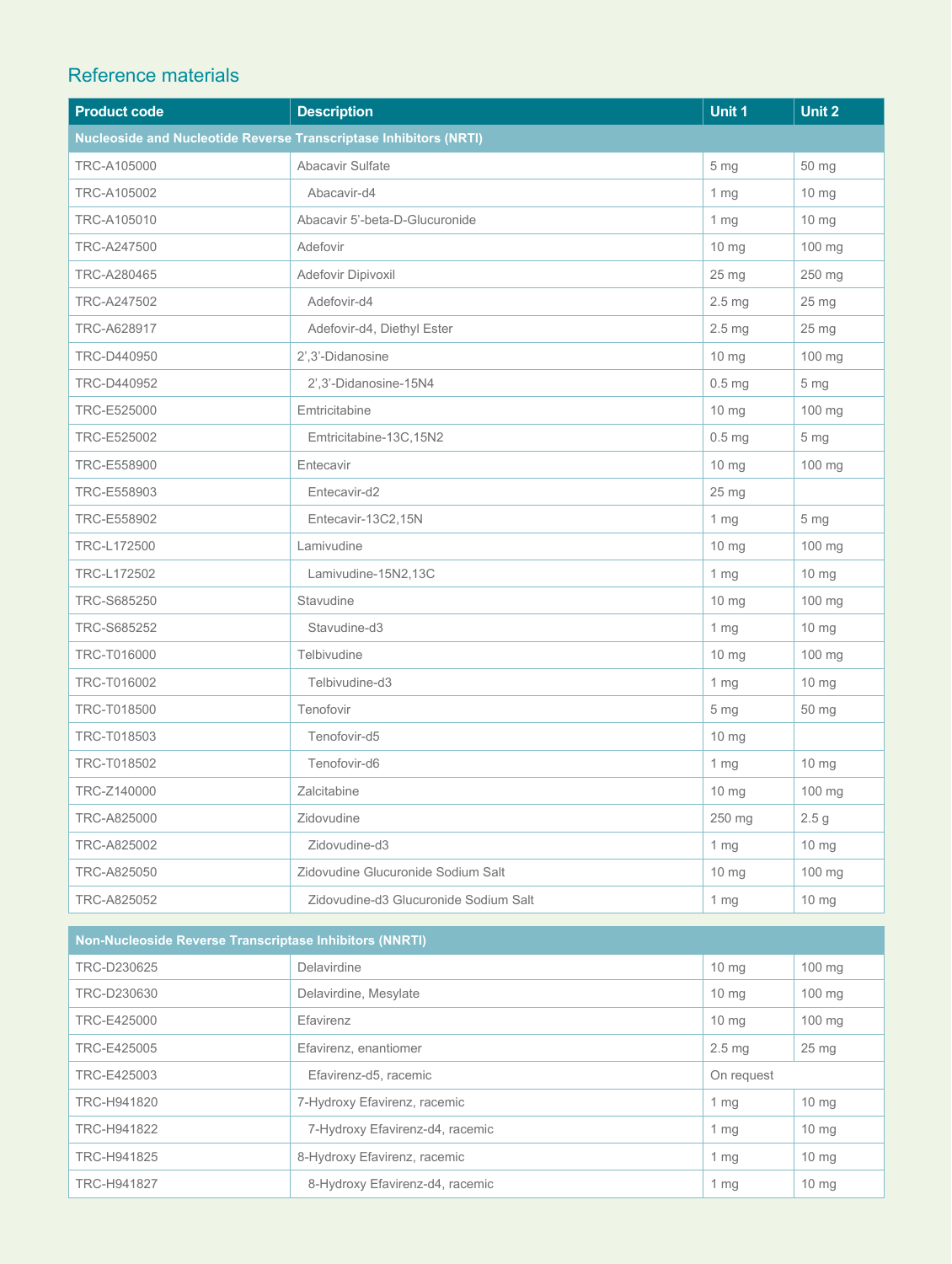## Reference materials

| Product code | Description | Unit 1 | Unit 2 |
|---|---|---|---|
| **Nucleoside and Nucleotide Reverse Transcriptase Inhibitors (NRTI)** | | | |
| TRC-A105000 | Abacavir Sulfate | 5 mg | 50 mg |
| TRC-A105002 | Abacavir-d4 | 1 mg | 10 mg |
| TRC-A105010 | Abacavir 5'-beta-D-Glucuronide | 1 mg | 10 mg |
| TRC-A247500 | Adefovir | 10 mg | 100 mg |
| TRC-A280465 | Adefovir Dipivoxil | 25 mg | 250 mg |
| TRC-A247502 | Adefovir-d4 | 2.5 mg | 25 mg |
| TRC-A628917 | Adefovir-d4, Diethyl Ester | 2.5 mg | 25 mg |
| TRC-D440950 | 2',3'-Didanosine | 10 mg | 100 mg |
| TRC-D440952 | 2',3'-Didanosine-15N4 | 0.5 mg | 5 mg |
| TRC-E525000 | Emtricitabine | 10 mg | 100 mg |
| TRC-E525002 | Emtricitabine-13C,15N2 | 0.5 mg | 5 mg |
| TRC-E558900 | Entecavir | 10 mg | 100 mg |
| TRC-E558903 | Entecavir-d2 | 25 mg | |
| TRC-E558902 | Entecavir-13C2,15N | 1 mg | 5 mg |
| TRC-L172500 | Lamivudine | 10 mg | 100 mg |
| TRC-L172502 | Lamivudine-15N2,13C | 1 mg | 10 mg |
| TRC-S685250 | Stavudine | 10 mg | 100 mg |
| TRC-S685252 | Stavudine-d3 | 1 mg | 10 mg |
| TRC-T016000 | Telbivudine | 10 mg | 100 mg |
| TRC-T016002 | Telbivudine-d3 | 1 mg | 10 mg |
| TRC-T018500 | Tenofovir | 5 mg | 50 mg |
| TRC-T018503 | Tenofovir-d5 | 10 mg | |
| TRC-T018502 | Tenofovir-d6 | 1 mg | 10 mg |
| TRC-Z140000 | Zalcitabine | 10 mg | 100 mg |
| TRC-A825000 | Zidovudine | 250 mg | 2.5 g |
| TRC-A825002 | Zidovudine-d3 | 1 mg | 10 mg |
| TRC-A825050 | Zidovudine Glucuronide Sodium Salt | 10 mg | 100 mg |
| TRC-A825052 | Zidovudine-d3 Glucuronide Sodium Salt | 1 mg | 10 mg |
| **Non-Nucleoside Reverse Transcriptase Inhibitors (NNRTI)** | | | |
| TRC-D230625 | Delavirdine | 10 mg | 100 mg |
| TRC-D230630 | Delavirdine, Mesylate | 10 mg | 100 mg |
| TRC-E425000 | Efavirenz | 10 mg | 100 mg |
| TRC-E425005 | Efavirenz, enantiomer | 2.5 mg | 25 mg |
| TRC-E425003 | Efavirenz-d5, racemic | On request | |
| TRC-H941820 | 7-Hydroxy Efavirenz, racemic | 1 mg | 10 mg |
| TRC-H941822 | 7-Hydroxy Efavirenz-d4, racemic | 1 mg | 10 mg |
| TRC-H941825 | 8-Hydroxy Efavirenz, racemic | 1 mg | 10 mg |
| TRC-H941827 | 8-Hydroxy Efavirenz-d4, racemic | 1 mg | 10 mg |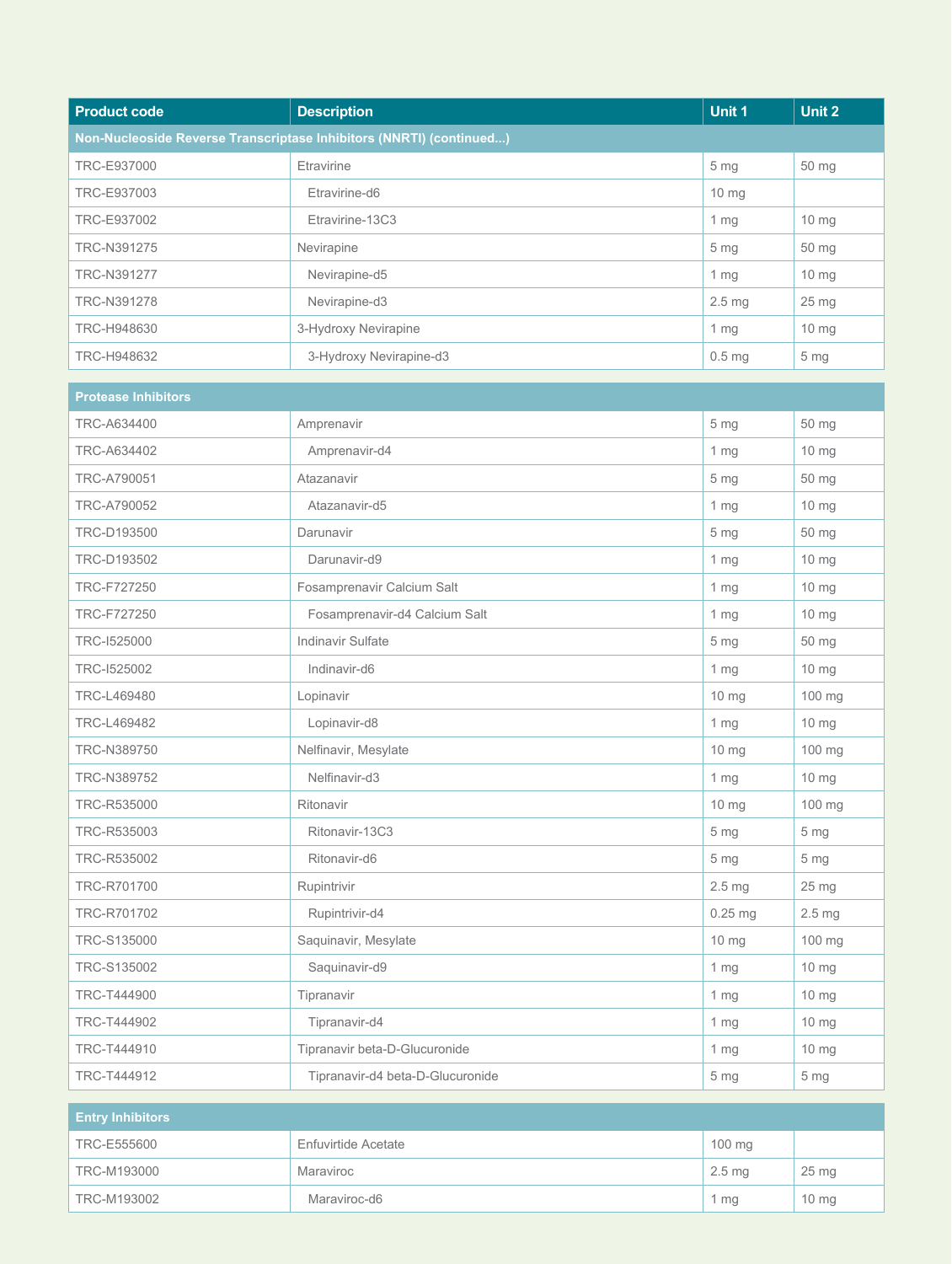| Product code | Description | Unit 1 | Unit 2 |
|---|---|---|---|
| **Non-Nucleoside Reverse Transcriptase Inhibitors (NNRTI) (continued...)** | | | |
| TRC-E937000 | Etravirine | 5 mg | 50 mg |
| TRC-E937003 | Etravirine-d6 | 10 mg | |
| TRC-E937002 | Etravirine-13C3 | 1 mg | 10 mg |
| TRC-N391275 | Nevirapine | 5 mg | 50 mg |
| TRC-N391277 | Nevirapine-d5 | 1 mg | 10 mg |
| TRC-N391278 | Nevirapine-d3 | 2.5 mg | 25 mg |
| TRC-H948630 | 3-Hydroxy Nevirapine | 1 mg | 10 mg |
| TRC-H948632 | 3-Hydroxy Nevirapine-d3 | 0.5 mg | 5 mg |
| **Protease Inhibitors** | | | |
| TRC-A634400 | Amprenavir | 5 mg | 50 mg |
| TRC-A634402 | Amprenavir-d4 | 1 mg | 10 mg |
| TRC-A790051 | Atazanavir | 5 mg | 50 mg |
| TRC-A790052 | Atazanavir-d5 | 1 mg | 10 mg |
| TRC-D193500 | Darunavir | 5 mg | 50 mg |
| TRC-D193502 | Darunavir-d9 | 1 mg | 10 mg |
| TRC-F727250 | Fosamprenavir Calcium Salt | 1 mg | 10 mg |
| TRC-F727250 | Fosamprenavir-d4 Calcium Salt | 1 mg | 10 mg |
| TRC-I525000 | Indinavir Sulfate | 5 mg | 50 mg |
| TRC-I525002 | Indinavir-d6 | 1 mg | 10 mg |
| TRC-L469480 | Lopinavir | 10 mg | 100 mg |
| TRC-L469482 | Lopinavir-d8 | 1 mg | 10 mg |
| TRC-N389750 | Nelfinavir, Mesylate | 10 mg | 100 mg |
| TRC-N389752 | Nelfinavir-d3 | 1 mg | 10 mg |
| TRC-R535000 | Ritonavir | 10 mg | 100 mg |
| TRC-R535003 | Ritonavir-13C3 | 5 mg | 5 mg |
| TRC-R535002 | Ritonavir-d6 | 5 mg | 5 mg |
| TRC-R701700 | Rupintrivir | 2.5 mg | 25 mg |
| TRC-R701702 | Rupintrivir-d4 | 0.25 mg | 2.5 mg |
| TRC-S135000 | Saquinavir, Mesylate | 10 mg | 100 mg |
| TRC-S135002 | Saquinavir-d9 | 1 mg | 10 mg |
| TRC-T444900 | Tipranavir | 1 mg | 10 mg |
| TRC-T444902 | Tipranavir-d4 | 1 mg | 10 mg |
| TRC-T444910 | Tipranavir beta-D-Glucuronide | 1 mg | 10 mg |
| TRC-T444912 | Tipranavir-d4 beta-D-Glucuronide | 5 mg | 5 mg |
| **Entry Inhibitors** | | | |
| TRC-E555600 | Enfuvirtide Acetate | 100 mg | |
| TRC-M193000 | Maraviroc | 2.5 mg | 25 mg |
| TRC-M193002 | Maraviroc-d6 | 1 mg | 10 mg |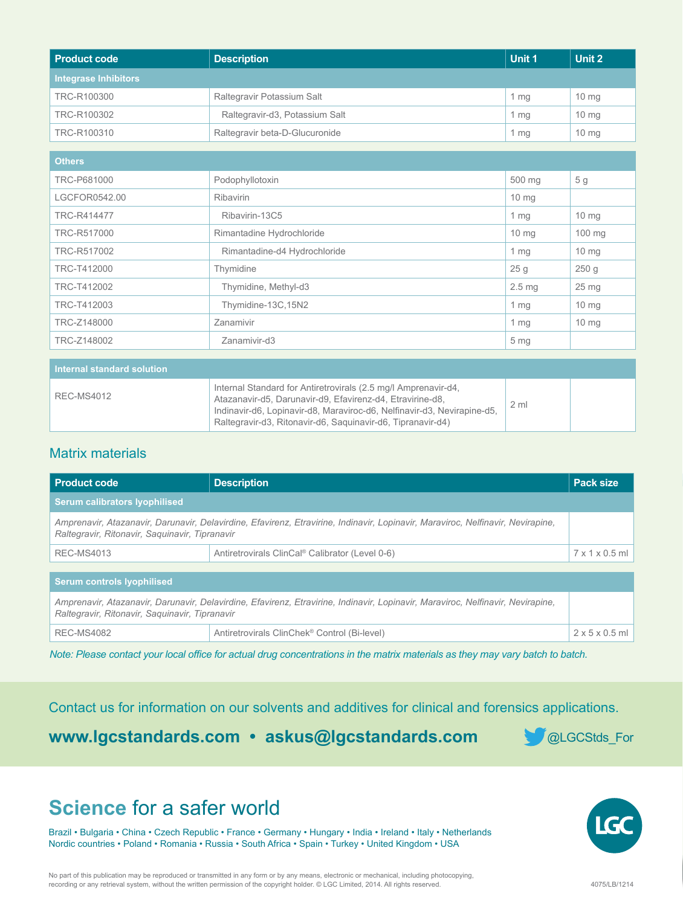| Product code | Description | Unit 1 | Unit 2 |
|---|---|---|---|
| **Integrase Inhibitors** | | | |
| TRC-R100300 | Raltegravir Potassium Salt | 1 mg | 10 mg |
| TRC-R100302 | Raltegravir-d3, Potassium Salt | 1 mg | 10 mg |
| TRC-R100310 | Raltegravir beta-D-Glucuronide | 1 mg | 10 mg |
| **Others** | | | |
| TRC-P681000 | Podophyllotoxin | 500 mg | 5 g |
| LGCFOR0542.00 | Ribavirin | 10 mg | |
| TRC-R414477 | Ribavirin-13C5 | 1 mg | 10 mg |
| TRC-R517000 | Rimantadine Hydrochloride | 10 mg | 100 mg |
| TRC-R517002 | Rimantadine-d4 Hydrochloride | 1 mg | 10 mg |
| TRC-T412000 | Thymidine | 25 g | 250 g |
| TRC-T412002 | Thymidine, Methyl-d3 | 2.5 mg | 25 mg |
| TRC-T412003 | Thymidine-13C,15N2 | 1 mg | 10 mg |
| TRC-Z148000 | Zanamivir | 1 mg | 10 mg |
| TRC-Z148002 | Zanamivir-d3 | 5 mg | |
| **Internal standard solution** | | | |
| REC-MS4012 | Internal Standard for Antiretrovirals (2.5 mg/l Amprenavir-d4, Atazanavir-d5, Darunavir-d9, Efavirenz-d4, Etravirine-d8, Indinavir-d6, Lopinavir-d8, Maraviroc-d6, Nelfinavir-d3, Nevirapine-d5, Raltegravir-d3, Ritonavir-d6, Saquinavir-d6, Tipranavir-d4) | 2 ml | |

## Matrix materials

| Product code | Description | Pack size |
|---|---|---|
| **Serum calibrators lyophilised** | | |
| *Amprenavir, Atazanavir, Darunavir, Delavirdine, Efavirenz, Etravirine, Indinavir, Lopinavir, Maraviroc, Nelfinavir, Nevirapine, Raltegravir, Ritonavir, Saquinavir, Tipranavir* | | |
| REC-MS4013 | Antiretrovirals ClinCal® Calibrator (Level 0-6) | 7 x 1 x 0.5 ml |
| **Serum controls lyophilised** | | |
| *Amprenavir, Atazanavir, Darunavir, Delavirdine, Efavirenz, Etravirine, Indinavir, Lopinavir, Maraviroc, Nelfinavir, Nevirapine, Raltegravir, Ritonavir, Saquinavir, Tipranavir* | | |
| REC-MS4082 | Antiretrovirals ClinChek® Control (Bi-level) | 2 x 5 x 0.5 ml |

*Note: Please contact your local office for actual drug concentrations in the matrix materials as they may vary batch to batch.*

Contact us for information on our solvents and additives for clinical and forensics applications.

**www.lgcstandards.com • askus@lgcstandards.com** @LGCStds_For

## Science for a safer world

Brazil • Bulgaria • China • Czech Republic • France • Germany • Hungary • India • Ireland • Italy • Netherlands Nordic countries • Poland • Romania • Russia • South Africa • Spain • Turkey • United Kingdom • USA

No part of this publication may be reproduced or transmitted in any form or by any means, electronic or mechanical, including photocopying, recording or any retrieval system, without the written permission of the copyright holder. © LGC Limited, 2014. All rights reserved.

4075/LB/1214